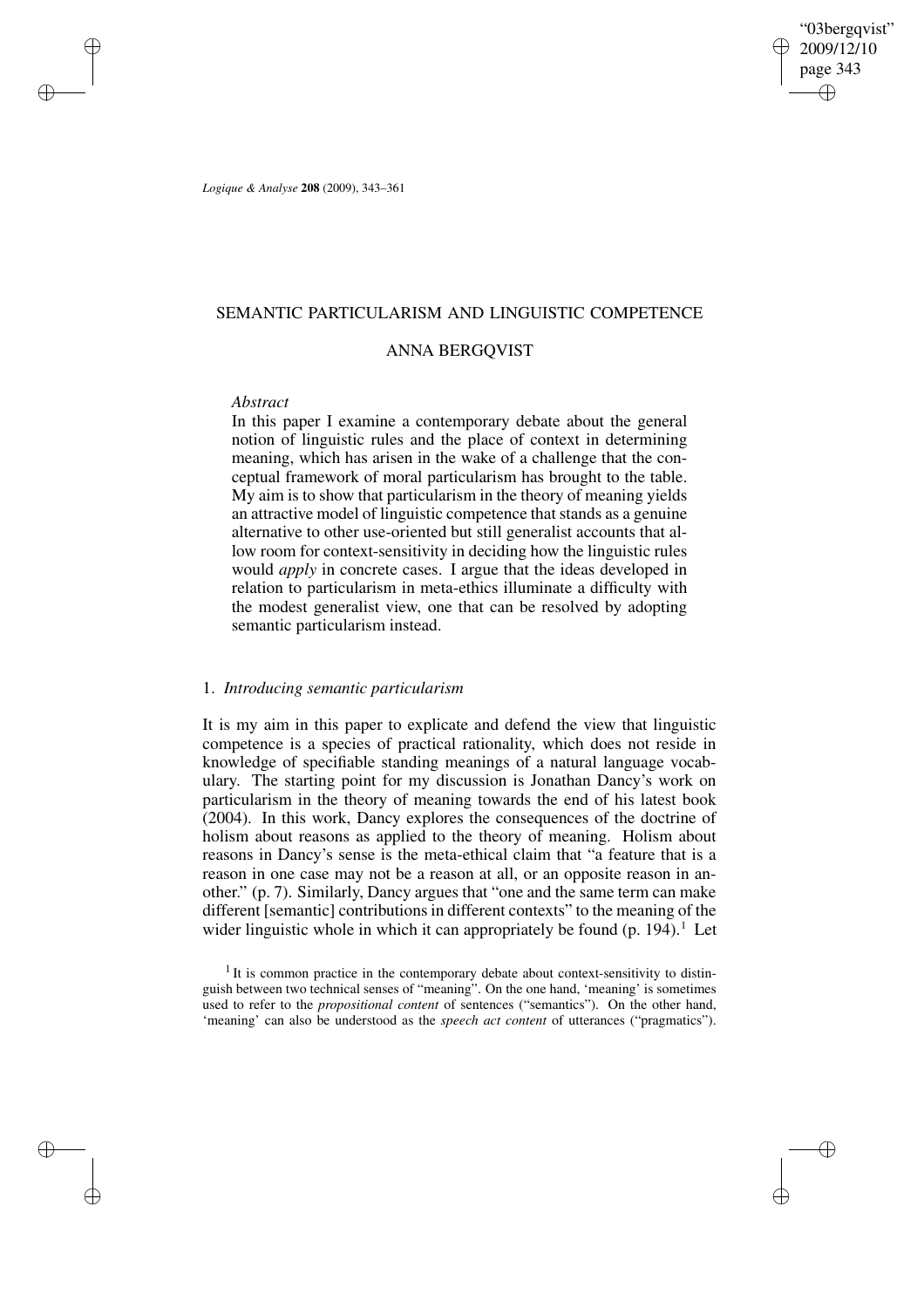# SEMANTIC PARTICULARISM AND LINGUISTIC COMPETENCE

## ANNA BERGQVIST

*Abstract*

In this paper I examine a contemporary debate about the general notion of linguistic rules and the place of context in determining meaning, which has arisen in the wake of a challenge that the conceptual framework of moral particularism has brought to the table. My aim is to show that particularism in the theory of meaning yields an attractive model of linguistic competence that stands as a genuine alternative to other use-oriented but still generalist accounts that allow room for context-sensitivity in deciding how the linguistic rules would *apply* in concrete cases. I argue that the ideas developed in relation to particularism in meta-ethics illuminate a difficulty with the modest generalist view, one that can be resolved by adopting semantic particularism instead.

## 1. *Introducing semantic particularism*

It is my aim in this paper to explicate and defend the view that linguistic competence is a species of practical rationality, which does not reside in knowledge of specifiable standing meanings of a natural language vocabulary. The starting point for my discussion is Jonathan Dancy's work on particularism in the theory of meaning towards the end of his latest book (2004). In this work, Dancy explores the consequences of the doctrine of holism about reasons as applied to the theory of meaning. Holism about reasons in Dancy's sense is the meta-ethical claim that "a feature that is a reason in one case may not be a reason at all, or an opposite reason in another." (p. 7). Similarly, Dancy argues that "one and the same term can make different [semantic] contributions in different contexts" to the meaning of the wider linguistic whole in which it can appropriately be found (p. 194).[1] Let

[1] It is common practice in the contemporary debate about context-sensitivity to distinguish between two technical senses of "meaning". On the one hand, 'meaning' is sometimes used to refer to the *propositional content* of sentences ("semantics"). On the other hand, 'meaning' can also be understood as the *speech act content* of utterances ("pragmatics").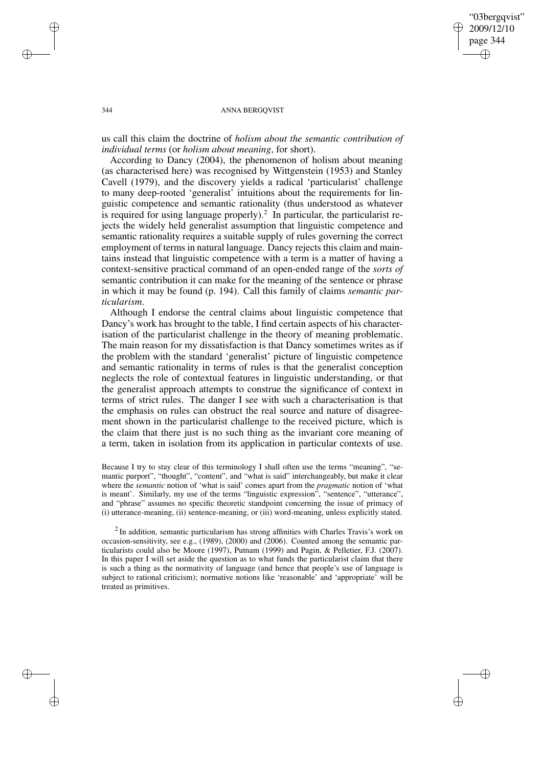us call this claim the doctrine of *holism about the semantic contribution of individual terms* (or *holism about meaning*, for short).

According to Dancy (2004), the phenomenon of holism about meaning (as characterised here) was recognised by Wittgenstein (1953) and Stanley Cavell (1979), and the discovery yields a radical 'particularist' challenge to many deep-rooted 'generalist' intuitions about the requirements for linguistic competence and semantic rationality (thus understood as whatever is required for using language properly).[2] In particular, the particularist rejects the widely held generalist assumption that linguistic competence and semantic rationality requires a suitable supply of rules governing the correct employment of terms in natural language. Dancy rejects this claim and maintains instead that linguistic competence with a term is a matter of having a context-sensitive practical command of an open-ended range of the *sorts of* semantic contribution it can make for the meaning of the sentence or phrase in which it may be found (p. 194). Call this family of claims *semantic particularism*.

Although I endorse the central claims about linguistic competence that Dancy's work has brought to the table, I find certain aspects of his characterisation of the particularist challenge in the theory of meaning problematic. The main reason for my dissatisfaction is that Dancy sometimes writes as if the problem with the standard 'generalist' picture of linguistic competence and semantic rationality in terms of rules is that the generalist conception neglects the role of contextual features in linguistic understanding, or that the generalist approach attempts to construe the significance of context in terms of strict rules. The danger I see with such a characterisation is that the emphasis on rules can obstruct the real source and nature of disagreement shown in the particularist challenge to the received picture, which is the claim that there just is no such thing as the invariant core meaning of a term, taken in isolation from its application in particular contexts of use.

Because I try to stay clear of this terminology I shall often use the terms "meaning", "semantic purport", "thought", "content", and "what is said" interchangeably, but make it clear where the *semantic* notion of 'what is said' comes apart from the *pragmatic* notion of 'what is meant'. Similarly, my use of the terms "linguistic expression", "sentence", "utterance", and "phrase" assumes no specific theoretic standpoint concerning the issue of primacy of (i) utterance-meaning, (ii) sentence-meaning, or (iii) word-meaning, unless explicitly stated.

[2] In addition, semantic particularism has strong affinities with Charles Travis's work on occasion-sensitivity, see e.g., (1989), (2000) and (2006). Counted among the semantic particularists could also be Moore (1997), Putnam (1999) and Pagin, & Pelletier, F.J. (2007). In this paper I will set aside the question as to what funds the particularist claim that there is such a thing as the normativity of language (and hence that people's use of language is subject to rational criticism); normative notions like 'reasonable' and 'appropriate' will be treated as primitives.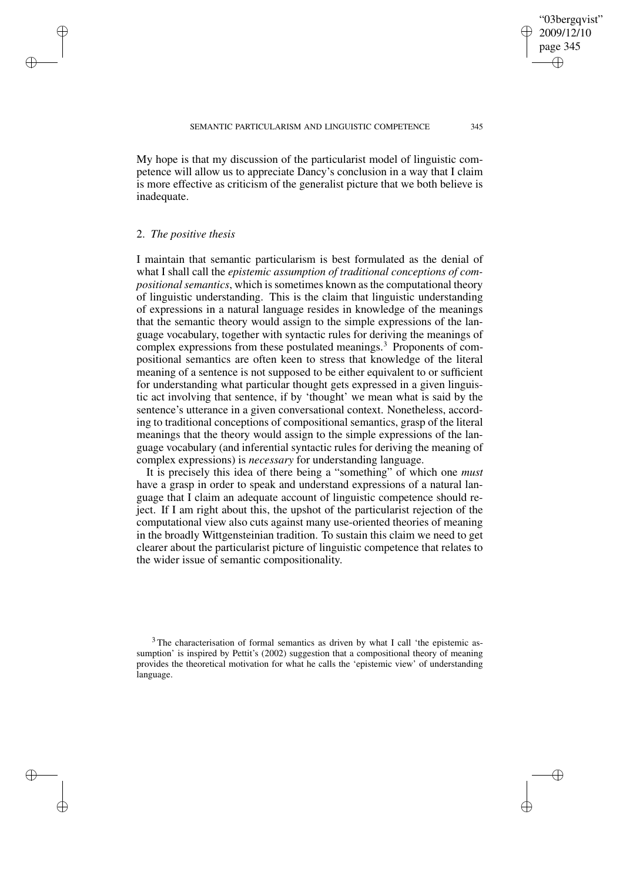My hope is that my discussion of the particularist model of linguistic competence will allow us to appreciate Dancy's conclusion in a way that I claim is more effective as criticism of the generalist picture that we both believe is inadequate.

## 2. *The positive thesis*

I maintain that semantic particularism is best formulated as the denial of what I shall call the *epistemic assumption of traditional conceptions of compositional semantics*, which is sometimes known as the computational theory of linguistic understanding. This is the claim that linguistic understanding of expressions in a natural language resides in knowledge of the meanings that the semantic theory would assign to the simple expressions of the language vocabulary, together with syntactic rules for deriving the meanings of complex expressions from these postulated meanings.[3] Proponents of compositional semantics are often keen to stress that knowledge of the literal meaning of a sentence is not supposed to be either equivalent to or sufficient for understanding what particular thought gets expressed in a given linguistic act involving that sentence, if by 'thought' we mean what is said by the sentence's utterance in a given conversational context. Nonetheless, according to traditional conceptions of compositional semantics, grasp of the literal meanings that the theory would assign to the simple expressions of the language vocabulary (and inferential syntactic rules for deriving the meaning of complex expressions) is *necessary* for understanding language.

It is precisely this idea of there being a "something" of which one *must* have a grasp in order to speak and understand expressions of a natural language that I claim an adequate account of linguistic competence should reject. If I am right about this, the upshot of the particularist rejection of the computational view also cuts against many use-oriented theories of meaning in the broadly Wittgensteinian tradition. To sustain this claim we need to get clearer about the particularist picture of linguistic competence that relates to the wider issue of semantic compositionality.

[3] The characterisation of formal semantics as driven by what I call 'the epistemic assumption' is inspired by Pettit's (2002) suggestion that a compositional theory of meaning provides the theoretical motivation for what he calls the 'epistemic view' of understanding language.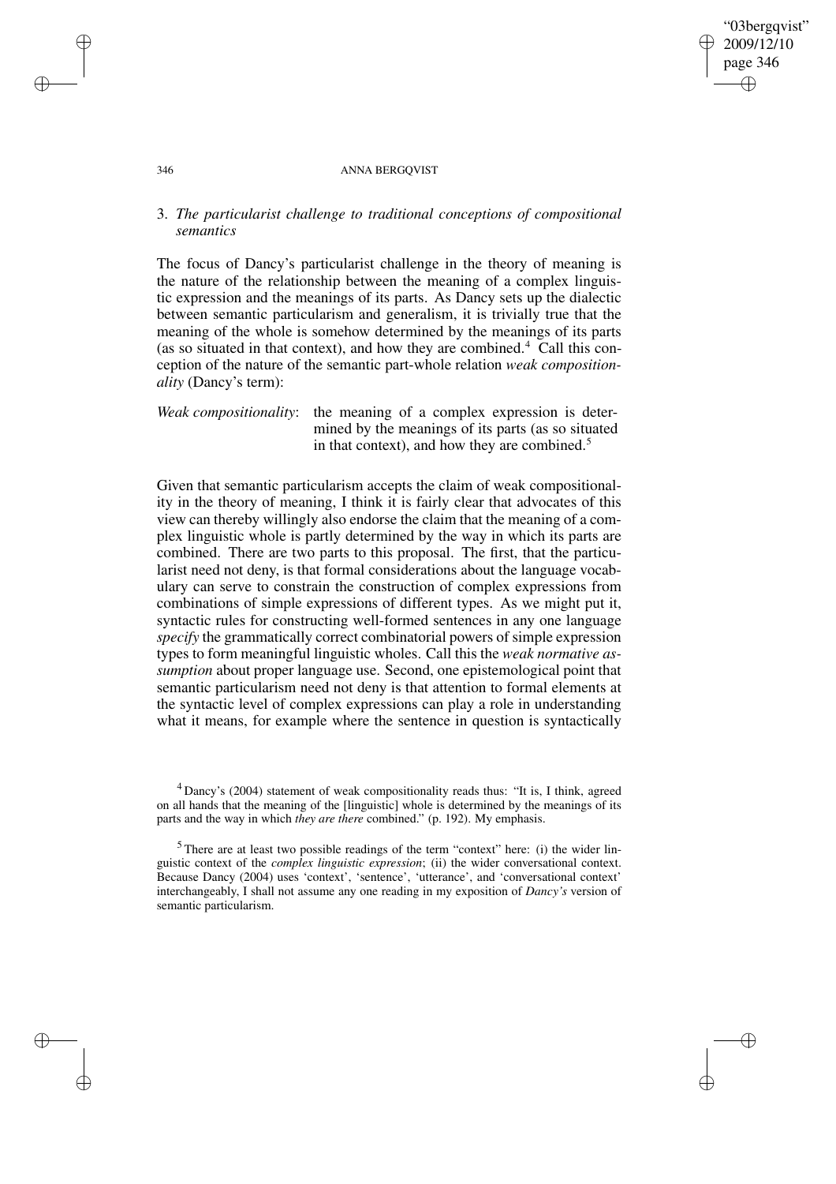## 3. *The particularist challenge to traditional conceptions of compositional semantics*

The focus of Dancy's particularist challenge in the theory of meaning is the nature of the relationship between the meaning of a complex linguistic expression and the meanings of its parts. As Dancy sets up the dialectic between semantic particularism and generalism, it is trivially true that the meaning of the whole is somehow determined by the meanings of its parts (as so situated in that context), and how they are combined.[4] Call this conception of the nature of the semantic part-whole relation *weak compositionality* (Dancy's term):

*Weak compositionality*: the meaning of a complex expression is determined by the meanings of its parts (as so situated in that context), and how they are combined.[5]

Given that semantic particularism accepts the claim of weak compositionality in the theory of meaning, I think it is fairly clear that advocates of this view can thereby willingly also endorse the claim that the meaning of a complex linguistic whole is partly determined by the way in which its parts are combined. There are two parts to this proposal. The first, that the particularist need not deny, is that formal considerations about the language vocabulary can serve to constrain the construction of complex expressions from combinations of simple expressions of different types. As we might put it, syntactic rules for constructing well-formed sentences in any one language *specify* the grammatically correct combinatorial powers of simple expression types to form meaningful linguistic wholes. Call this the *weak normative assumption* about proper language use. Second, one epistemological point that semantic particularism need not deny is that attention to formal elements at the syntactic level of complex expressions can play a role in understanding what it means, for example where the sentence in question is syntactically

---

[4] Dancy's (2004) statement of weak compositionality reads thus: "It is, I think, agreed on all hands that the meaning of the [linguistic] whole is determined by the meanings of its parts and the way in which *they are there* combined." (p. 192). My emphasis.

[5] There are at least two possible readings of the term "context" here: (i) the wider linguistic context of the *complex linguistic expression*; (ii) the wider conversational context. Because Dancy (2004) uses 'context', 'sentence', 'utterance', and 'conversational context' interchangeably, I shall not assume any one reading in my exposition of *Dancy's* version of semantic particularism.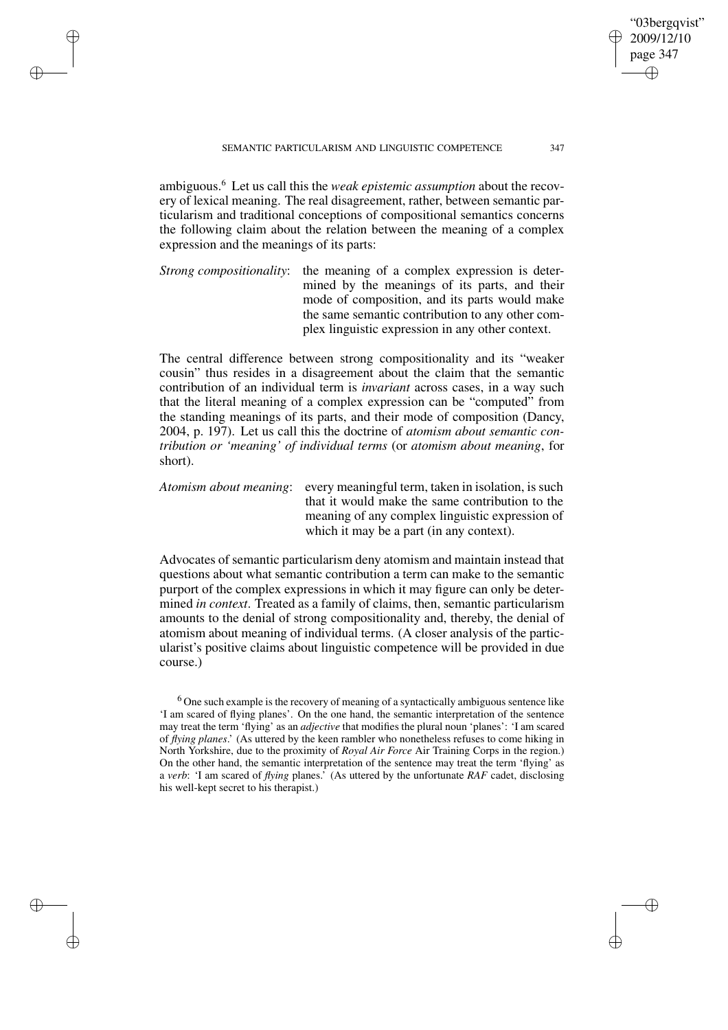ambiguous.[6] Let us call this the *weak epistemic assumption* about the recovery of lexical meaning. The real disagreement, rather, between semantic particularism and traditional conceptions of compositional semantics concerns the following claim about the relation between the meaning of a complex expression and the meanings of its parts:

*Strong compositionality*: the meaning of a complex expression is determined by the meanings of its parts, and their mode of composition, and its parts would make the same semantic contribution to any other complex linguistic expression in any other context.

The central difference between strong compositionality and its "weaker cousin" thus resides in a disagreement about the claim that the semantic contribution of an individual term is *invariant* across cases, in a way such that the literal meaning of a complex expression can be "computed" from the standing meanings of its parts, and their mode of composition (Dancy, 2004, p. 197). Let us call this the doctrine of *atomism about semantic contribution or 'meaning' of individual terms* (or *atomism about meaning*, for short).

*Atomism about meaning*: every meaningful term, taken in isolation, is such that it would make the same contribution to the meaning of any complex linguistic expression of which it may be a part (in any context).

Advocates of semantic particularism deny atomism and maintain instead that questions about what semantic contribution a term can make to the semantic purport of the complex expressions in which it may figure can only be determined *in context*. Treated as a family of claims, then, semantic particularism amounts to the denial of strong compositionality and, thereby, the denial of atomism about meaning of individual terms. (A closer analysis of the particularist's positive claims about linguistic competence will be provided in due course.)

[6] One such example is the recovery of meaning of a syntactically ambiguous sentence like 'I am scared of flying planes'. On the one hand, the semantic interpretation of the sentence may treat the term 'flying' as an *adjective* that modifies the plural noun 'planes': 'I am scared of *flying planes*.' (As uttered by the keen rambler who nonetheless refuses to come hiking in North Yorkshire, due to the proximity of *Royal Air Force* Air Training Corps in the region.) On the other hand, the semantic interpretation of the sentence may treat the term 'flying' as a *verb*: 'I am scared of *flying* planes.' (As uttered by the unfortunate *RAF* cadet, disclosing his well-kept secret to his therapist.)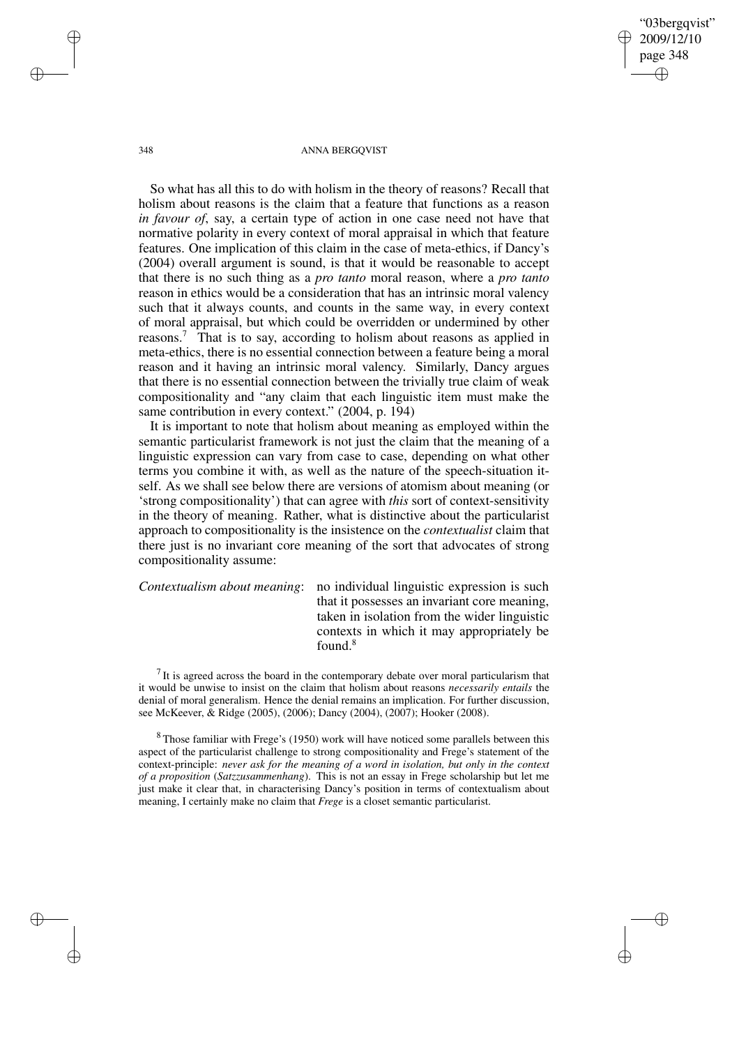So what has all this to do with holism in the theory of reasons? Recall that holism about reasons is the claim that a feature that functions as a reason *in favour of*, say, a certain type of action in one case need not have that normative polarity in every context of moral appraisal in which that feature features. One implication of this claim in the case of meta-ethics, if Dancy's (2004) overall argument is sound, is that it would be reasonable to accept that there is no such thing as a *pro tanto* moral reason, where a *pro tanto* reason in ethics would be a consideration that has an intrinsic moral valency such that it always counts, and counts in the same way, in every context of moral appraisal, but which could be overridden or undermined by other reasons.[7] That is to say, according to holism about reasons as applied in meta-ethics, there is no essential connection between a feature being a moral reason and it having an intrinsic moral valency. Similarly, Dancy argues that there is no essential connection between the trivially true claim of weak compositionality and "any claim that each linguistic item must make the same contribution in every context." (2004, p. 194)

It is important to note that holism about meaning as employed within the semantic particularist framework is not just the claim that the meaning of a linguistic expression can vary from case to case, depending on what other terms you combine it with, as well as the nature of the speech-situation itself. As we shall see below there are versions of atomism about meaning (or 'strong compositionality') that can agree with *this* sort of context-sensitivity in the theory of meaning. Rather, what is distinctive about the particularist approach to compositionality is the insistence on the *contextualist* claim that there just is no invariant core meaning of the sort that advocates of strong compositionality assume:

*Contextualism about meaning*: no individual linguistic expression is such that it possesses an invariant core meaning, taken in isolation from the wider linguistic contexts in which it may appropriately be found.[8]

[7] It is agreed across the board in the contemporary debate over moral particularism that it would be unwise to insist on the claim that holism about reasons *necessarily entails* the denial of moral generalism. Hence the denial remains an implication. For further discussion, see McKeever, & Ridge (2005), (2006); Dancy (2004), (2007); Hooker (2008).

[8] Those familiar with Frege's (1950) work will have noticed some parallels between this aspect of the particularist challenge to strong compositionality and Frege's statement of the context-principle: *never ask for the meaning of a word in isolation, but only in the context of a proposition* (*Satzzusammenhang*). This is not an essay in Frege scholarship but let me just make it clear that, in characterising Dancy's position in terms of contextualism about meaning, I certainly make no claim that *Frege* is a closet semantic particularist.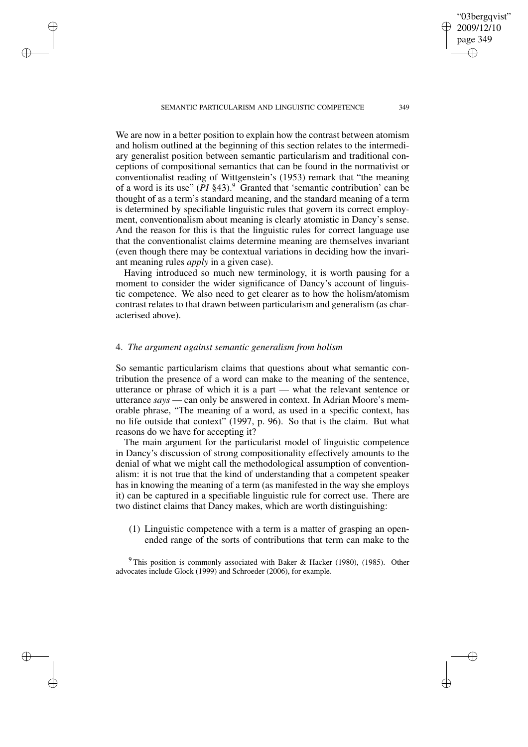We are now in a better position to explain how the contrast between atomism and holism outlined at the beginning of this section relates to the intermediary generalist position between semantic particularism and traditional conceptions of compositional semantics that can be found in the normativist or conventionalist reading of Wittgenstein's (1953) remark that "the meaning of a word is its use" (*PI* §43).[9] Granted that 'semantic contribution' can be thought of as a term's standard meaning, and the standard meaning of a term is determined by specifiable linguistic rules that govern its correct employment, conventionalism about meaning is clearly atomistic in Dancy's sense. And the reason for this is that the linguistic rules for correct language use that the conventionalist claims determine meaning are themselves invariant (even though there may be contextual variations in deciding how the invariant meaning rules *apply* in a given case).

Having introduced so much new terminology, it is worth pausing for a moment to consider the wider significance of Dancy's account of linguistic competence. We also need to get clearer as to how the holism/atomism contrast relates to that drawn between particularism and generalism (as characterised above).

## 4. *The argument against semantic generalism from holism*

So semantic particularism claims that questions about what semantic contribution the presence of a word can make to the meaning of the sentence, utterance or phrase of which it is a part — what the relevant sentence or utterance *says* — can only be answered in context. In Adrian Moore's memorable phrase, "The meaning of a word, as used in a specific context, has no life outside that context" (1997, p. 96). So that is the claim. But what reasons do we have for accepting it?

The main argument for the particularist model of linguistic competence in Dancy's discussion of strong compositionality effectively amounts to the denial of what we might call the methodological assumption of conventionalism: it is not true that the kind of understanding that a competent speaker has in knowing the meaning of a term (as manifested in the way she employs it) can be captured in a specifiable linguistic rule for correct use. There are two distinct claims that Dancy makes, which are worth distinguishing:

(1) Linguistic competence with a term is a matter of grasping an open-ended range of the sorts of contributions that term can make to the

[9] This position is commonly associated with Baker & Hacker (1980), (1985). Other advocates include Glock (1999) and Schroeder (2006), for example.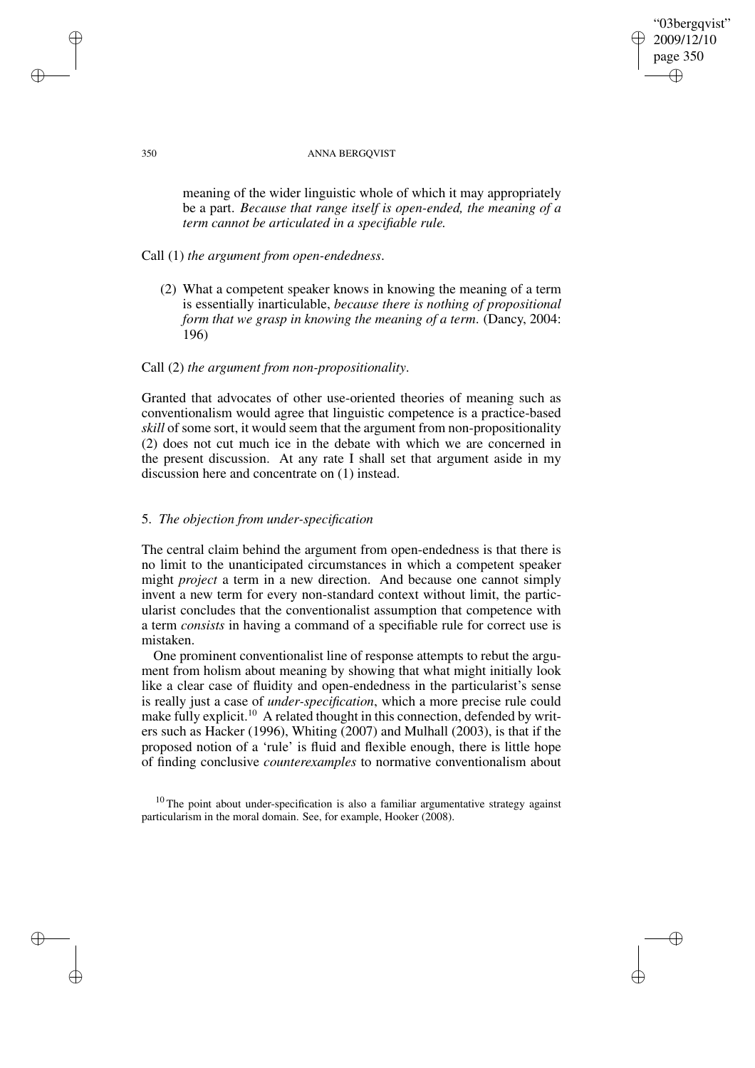meaning of the wider linguistic whole of which it may appropriately be a part. *Because that range itself is open-ended, the meaning of a term cannot be articulated in a specifiable rule.*

Call (1) *the argument from open-endedness*.

(2) What a competent speaker knows in knowing the meaning of a term is essentially inarticulable, *because there is nothing of propositional form that we grasp in knowing the meaning of a term*. (Dancy, 2004: 196)

Call (2) *the argument from non-propositionality*.

Granted that advocates of other use-oriented theories of meaning such as conventionalism would agree that linguistic competence is a practice-based *skill* of some sort, it would seem that the argument from non-propositionality (2) does not cut much ice in the debate with which we are concerned in the present discussion. At any rate I shall set that argument aside in my discussion here and concentrate on (1) instead.

## 5. *The objection from under-specification*

The central claim behind the argument from open-endedness is that there is no limit to the unanticipated circumstances in which a competent speaker might *project* a term in a new direction. And because one cannot simply invent a new term for every non-standard context without limit, the particularist concludes that the conventionalist assumption that competence with a term *consists* in having a command of a specifiable rule for correct use is mistaken.

One prominent conventionalist line of response attempts to rebut the argument from holism about meaning by showing that what might initially look like a clear case of fluidity and open-endedness in the particularist's sense is really just a case of *under-specification*, which a more precise rule could make fully explicit.[10] A related thought in this connection, defended by writers such as Hacker (1996), Whiting (2007) and Mulhall (2003), is that if the proposed notion of a 'rule' is fluid and flexible enough, there is little hope of finding conclusive *counterexamples* to normative conventionalism about

[10] The point about under-specification is also a familiar argumentative strategy against particularism in the moral domain. See, for example, Hooker (2008).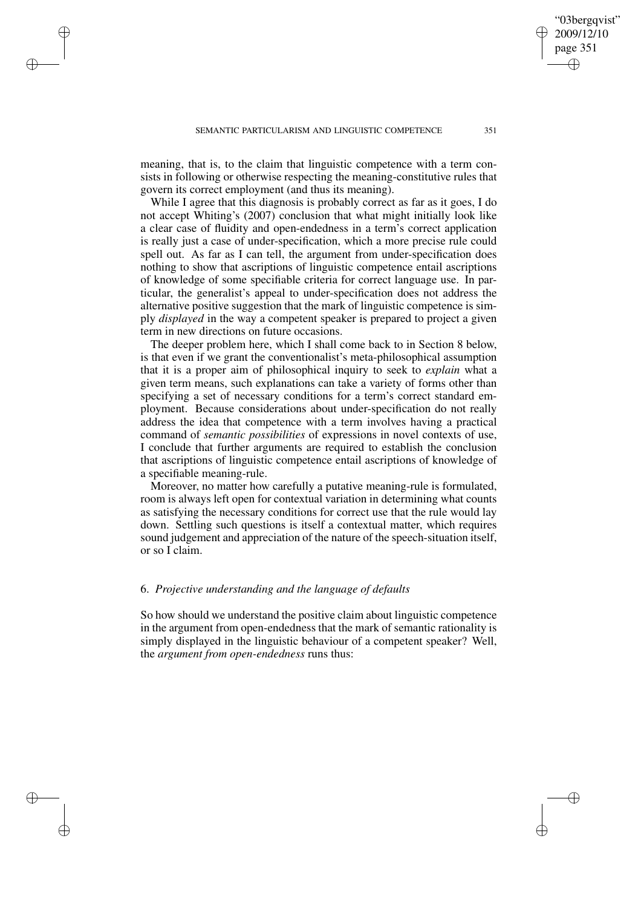meaning, that is, to the claim that linguistic competence with a term consists in following or otherwise respecting the meaning-constitutive rules that govern its correct employment (and thus its meaning).

While I agree that this diagnosis is probably correct as far as it goes, I do not accept Whiting's (2007) conclusion that what might initially look like a clear case of fluidity and open-endedness in a term's correct application is really just a case of under-specification, which a more precise rule could spell out. As far as I can tell, the argument from under-specification does nothing to show that ascriptions of linguistic competence entail ascriptions of knowledge of some specifiable criteria for correct language use. In particular, the generalist's appeal to under-specification does not address the alternative positive suggestion that the mark of linguistic competence is simply *displayed* in the way a competent speaker is prepared to project a given term in new directions on future occasions.

The deeper problem here, which I shall come back to in Section 8 below, is that even if we grant the conventionalist's meta-philosophical assumption that it is a proper aim of philosophical inquiry to seek to *explain* what a given term means, such explanations can take a variety of forms other than specifying a set of necessary conditions for a term's correct standard employment. Because considerations about under-specification do not really address the idea that competence with a term involves having a practical command of *semantic possibilities* of expressions in novel contexts of use, I conclude that further arguments are required to establish the conclusion that ascriptions of linguistic competence entail ascriptions of knowledge of a specifiable meaning-rule.

Moreover, no matter how carefully a putative meaning-rule is formulated, room is always left open for contextual variation in determining what counts as satisfying the necessary conditions for correct use that the rule would lay down. Settling such questions is itself a contextual matter, which requires sound judgement and appreciation of the nature of the speech-situation itself, or so I claim.

## 6. *Projective understanding and the language of defaults*

So how should we understand the positive claim about linguistic competence in the argument from open-endedness that the mark of semantic rationality is simply displayed in the linguistic behaviour of a competent speaker? Well, the *argument from open-endedness* runs thus: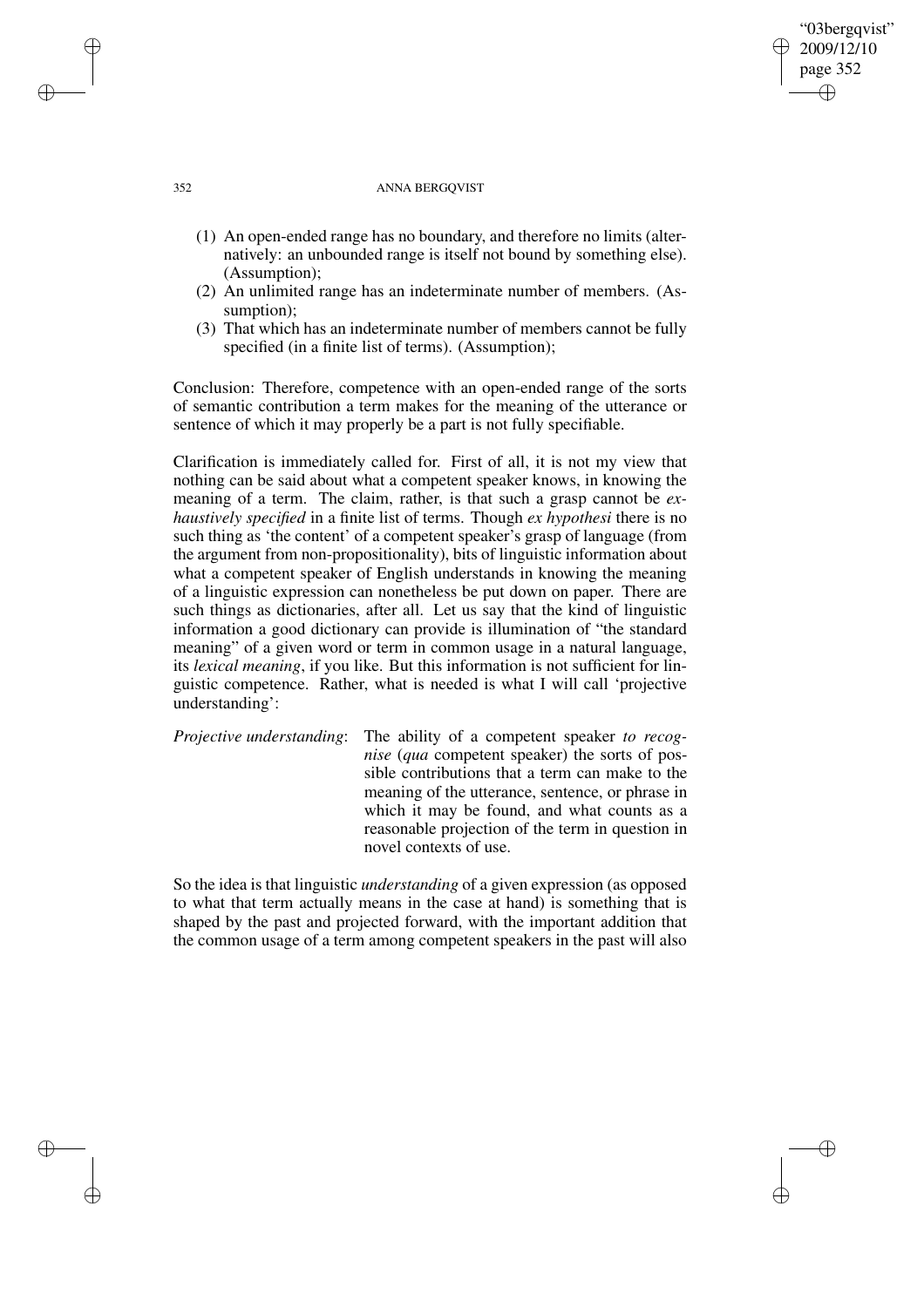(1) An open-ended range has no boundary, and therefore no limits (alternatively: an unbounded range is itself not bound by something else). (Assumption);
(2) An unlimited range has an indeterminate number of members. (Assumption);
(3) That which has an indeterminate number of members cannot be fully specified (in a finite list of terms). (Assumption);

Conclusion: Therefore, competence with an open-ended range of the sorts of semantic contribution a term makes for the meaning of the utterance or sentence of which it may properly be a part is not fully specifiable.

Clarification is immediately called for. First of all, it is not my view that nothing can be said about what a competent speaker knows, in knowing the meaning of a term. The claim, rather, is that such a grasp cannot be *exhaustively specified* in a finite list of terms. Though *ex hypothesi* there is no such thing as 'the content' of a competent speaker's grasp of language (from the argument from non-propositionality), bits of linguistic information about what a competent speaker of English understands in knowing the meaning of a linguistic expression can nonetheless be put down on paper. There are such things as dictionaries, after all. Let us say that the kind of linguistic information a good dictionary can provide is illumination of "the standard meaning" of a given word or term in common usage in a natural language, its *lexical meaning*, if you like. But this information is not sufficient for linguistic competence. Rather, what is needed is what I will call 'projective understanding':

*Projective understanding*: The ability of a competent speaker *to recognise* (*qua* competent speaker) the sorts of possible contributions that a term can make to the meaning of the utterance, sentence, or phrase in which it may be found, and what counts as a reasonable projection of the term in question in novel contexts of use.

So the idea is that linguistic *understanding* of a given expression (as opposed to what that term actually means in the case at hand) is something that is shaped by the past and projected forward, with the important addition that the common usage of a term among competent speakers in the past will also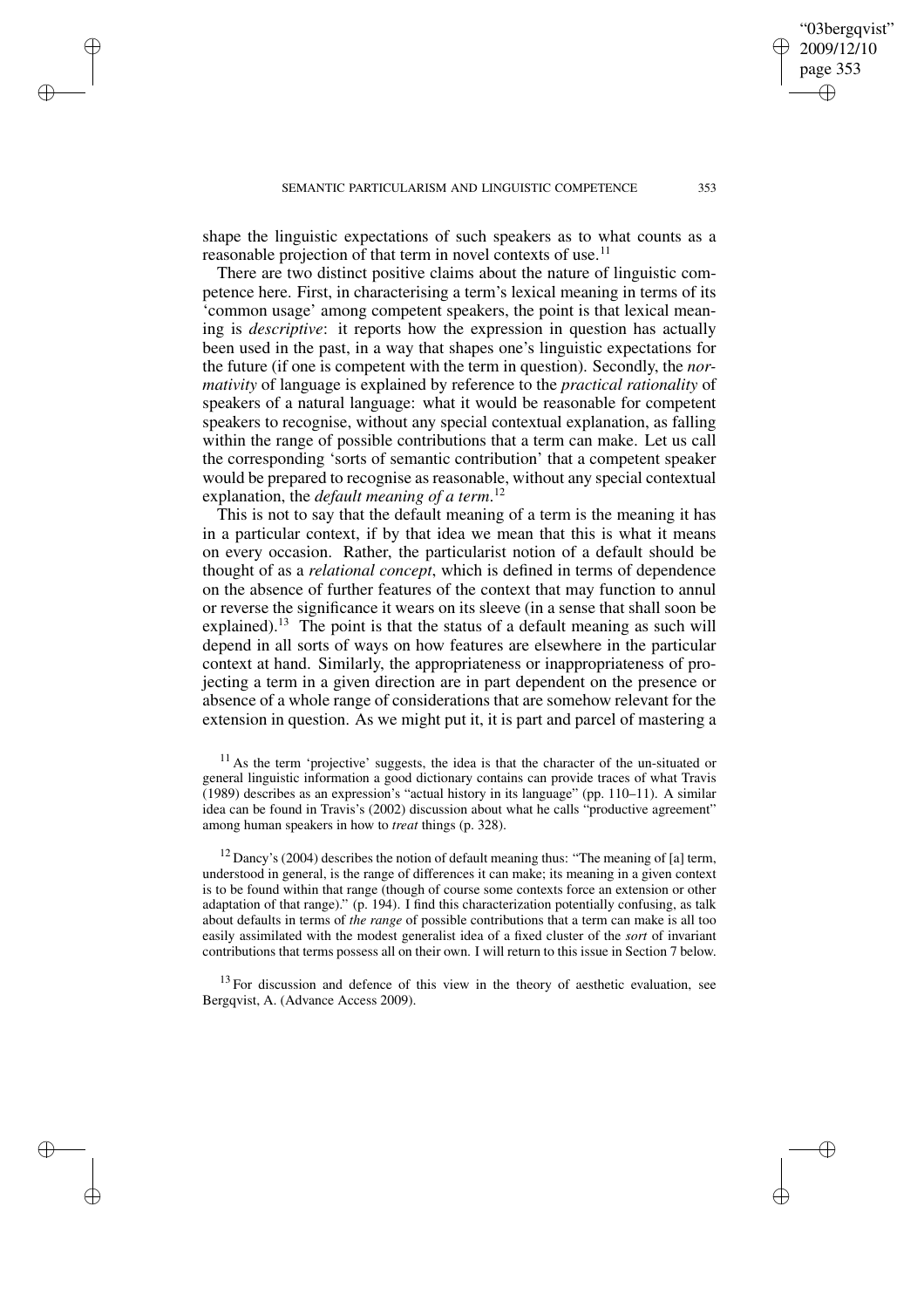shape the linguistic expectations of such speakers as to what counts as a reasonable projection of that term in novel contexts of use.[11]

There are two distinct positive claims about the nature of linguistic competence here. First, in characterising a term's lexical meaning in terms of its 'common usage' among competent speakers, the point is that lexical meaning is *descriptive*: it reports how the expression in question has actually been used in the past, in a way that shapes one's linguistic expectations for the future (if one is competent with the term in question). Secondly, the *normativity* of language is explained by reference to the *practical rationality* of speakers of a natural language: what it would be reasonable for competent speakers to recognise, without any special contextual explanation, as falling within the range of possible contributions that a term can make. Let us call the corresponding 'sorts of semantic contribution' that a competent speaker would be prepared to recognise as reasonable, without any special contextual explanation, the *default meaning of a term*.[12]

This is not to say that the default meaning of a term is the meaning it has in a particular context, if by that idea we mean that this is what it means on every occasion. Rather, the particularist notion of a default should be thought of as a *relational concept*, which is defined in terms of dependence on the absence of further features of the context that may function to annul or reverse the significance it wears on its sleeve (in a sense that shall soon be explained).[13] The point is that the status of a default meaning as such will depend in all sorts of ways on how features are elsewhere in the particular context at hand. Similarly, the appropriateness or inappropriateness of projecting a term in a given direction are in part dependent on the presence or absence of a whole range of considerations that are somehow relevant for the extension in question. As we might put it, it is part and parcel of mastering a

[11] As the term 'projective' suggests, the idea is that the character of the un-situated or general linguistic information a good dictionary contains can provide traces of what Travis (1989) describes as an expression's "actual history in its language" (pp. 110–11). A similar idea can be found in Travis's (2002) discussion about what he calls "productive agreement" among human speakers in how to *treat* things (p. 328).

[12] Dancy's (2004) describes the notion of default meaning thus: "The meaning of [a] term, understood in general, is the range of differences it can make; its meaning in a given context is to be found within that range (though of course some contexts force an extension or other adaptation of that range)." (p. 194). I find this characterization potentially confusing, as talk about defaults in terms of *the range* of possible contributions that a term can make is all too easily assimilated with the modest generalist idea of a fixed cluster of the *sort* of invariant contributions that terms possess all on their own. I will return to this issue in Section 7 below.

[13] For discussion and defence of this view in the theory of aesthetic evaluation, see Bergqvist, A. (Advance Access 2009).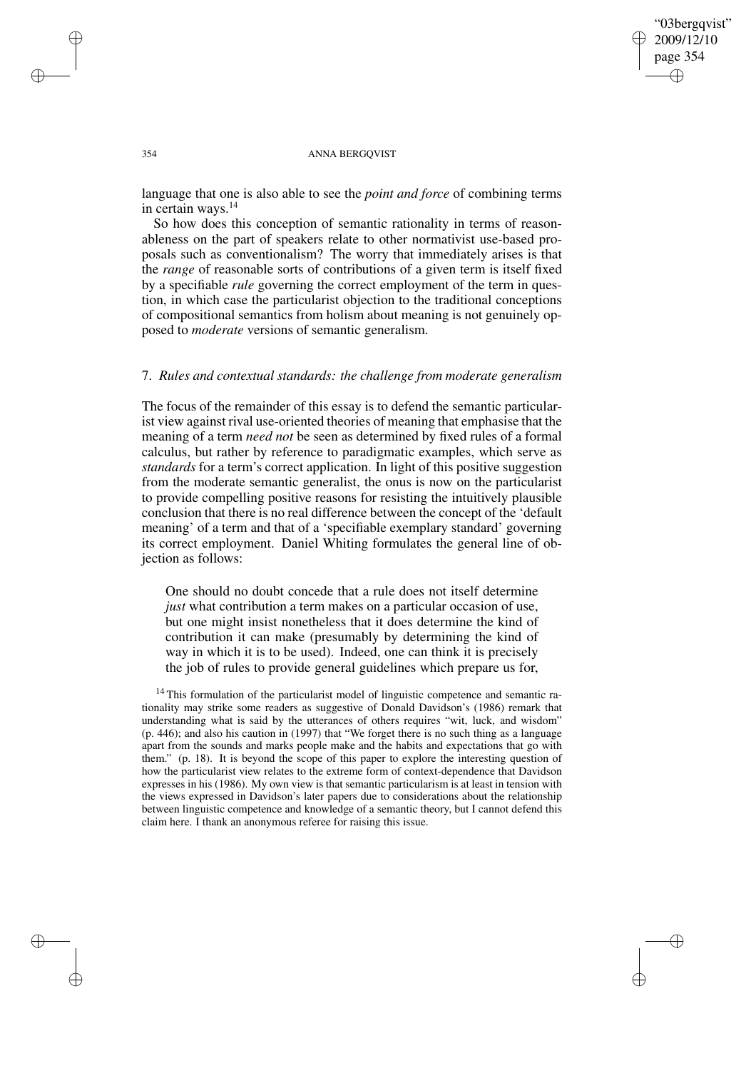language that one is also able to see the *point and force* of combining terms in certain ways.[14]

So how does this conception of semantic rationality in terms of reasonableness on the part of speakers relate to other normativist use-based proposals such as conventionalism? The worry that immediately arises is that the *range* of reasonable sorts of contributions of a given term is itself fixed by a specifiable *rule* governing the correct employment of the term in question, in which case the particularist objection to the traditional conceptions of compositional semantics from holism about meaning is not genuinely opposed to *moderate* versions of semantic generalism.

## 7. *Rules and contextual standards: the challenge from moderate generalism*

The focus of the remainder of this essay is to defend the semantic particularist view against rival use-oriented theories of meaning that emphasise that the meaning of a term *need not* be seen as determined by fixed rules of a formal calculus, but rather by reference to paradigmatic examples, which serve as *standards* for a term's correct application. In light of this positive suggestion from the moderate semantic generalist, the onus is now on the particularist to provide compelling positive reasons for resisting the intuitively plausible conclusion that there is no real difference between the concept of the 'default meaning' of a term and that of a 'specifiable exemplary standard' governing its correct employment. Daniel Whiting formulates the general line of objection as follows:

> One should no doubt concede that a rule does not itself determine *just* what contribution a term makes on a particular occasion of use, but one might insist nonetheless that it does determine the kind of contribution it can make (presumably by determining the kind of way in which it is to be used). Indeed, one can think it is precisely the job of rules to provide general guidelines which prepare us for,

[14] This formulation of the particularist model of linguistic competence and semantic rationality may strike some readers as suggestive of Donald Davidson's (1986) remark that understanding what is said by the utterances of others requires "wit, luck, and wisdom" (p. 446); and also his caution in (1997) that "We forget there is no such thing as a language apart from the sounds and marks people make and the habits and expectations that go with them." (p. 18). It is beyond the scope of this paper to explore the interesting question of how the particularist view relates to the extreme form of context-dependence that Davidson expresses in his (1986). My own view is that semantic particularism is at least in tension with the views expressed in Davidson's later papers due to considerations about the relationship between linguistic competence and knowledge of a semantic theory, but I cannot defend this claim here. I thank an anonymous referee for raising this issue.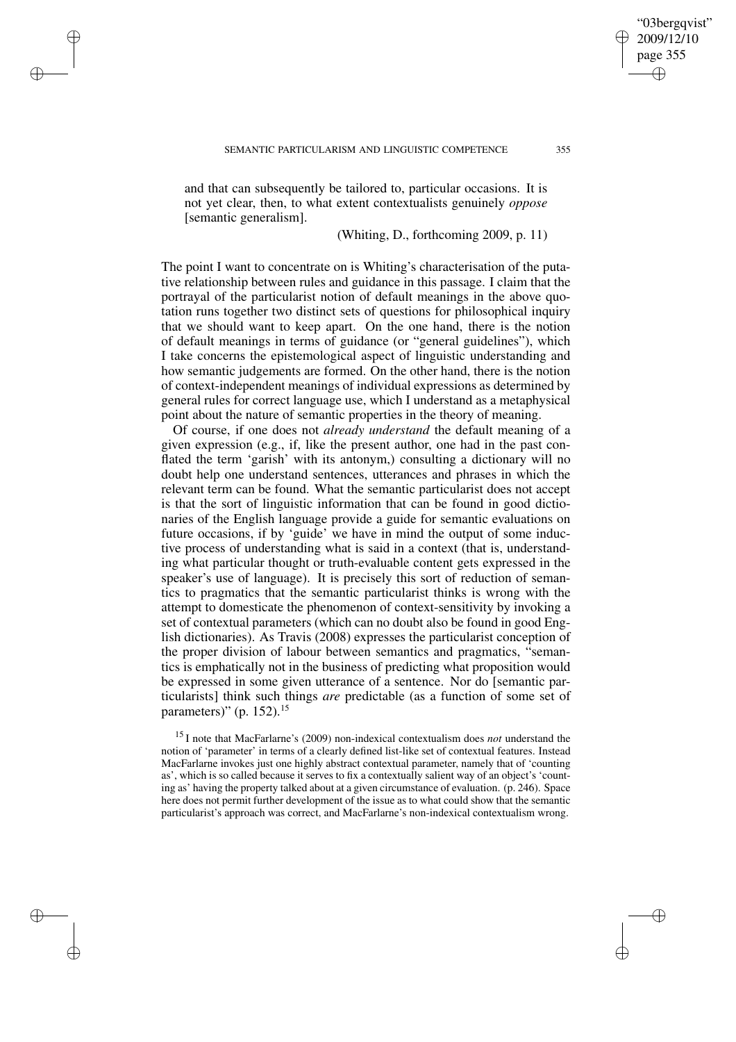and that can subsequently be tailored to, particular occasions. It is not yet clear, then, to what extent contextualists genuinely *oppose* [semantic generalism].

(Whiting, D., forthcoming 2009, p. 11)

The point I want to concentrate on is Whiting's characterisation of the putative relationship between rules and guidance in this passage. I claim that the portrayal of the particularist notion of default meanings in the above quotation runs together two distinct sets of questions for philosophical inquiry that we should want to keep apart. On the one hand, there is the notion of default meanings in terms of guidance (or "general guidelines"), which I take concerns the epistemological aspect of linguistic understanding and how semantic judgements are formed. On the other hand, there is the notion of context-independent meanings of individual expressions as determined by general rules for correct language use, which I understand as a metaphysical point about the nature of semantic properties in the theory of meaning.

Of course, if one does not *already understand* the default meaning of a given expression (e.g., if, like the present author, one had in the past conflated the term 'garish' with its antonym,) consulting a dictionary will no doubt help one understand sentences, utterances and phrases in which the relevant term can be found. What the semantic particularist does not accept is that the sort of linguistic information that can be found in good dictionaries of the English language provide a guide for semantic evaluations on future occasions, if by 'guide' we have in mind the output of some inductive process of understanding what is said in a context (that is, understanding what particular thought or truth-evaluable content gets expressed in the speaker's use of language). It is precisely this sort of reduction of semantics to pragmatics that the semantic particularist thinks is wrong with the attempt to domesticate the phenomenon of context-sensitivity by invoking a set of contextual parameters (which can no doubt also be found in good English dictionaries). As Travis (2008) expresses the particularist conception of the proper division of labour between semantics and pragmatics, "semantics is emphatically not in the business of predicting what proposition would be expressed in some given utterance of a sentence. Nor do [semantic particularists] think such things *are* predictable (as a function of some set of parameters)" (p. 152).[15]

[15] I note that MacFarlarne's (2009) non-indexical contextualism does *not* understand the notion of 'parameter' in terms of a clearly defined list-like set of contextual features. Instead MacFarlarne invokes just one highly abstract contextual parameter, namely that of 'counting as', which is so called because it serves to fix a contextually salient way of an object's 'counting as' having the property talked about at a given circumstance of evaluation. (p. 246). Space here does not permit further development of the issue as to what could show that the semantic particularist's approach was correct, and MacFarlarne's non-indexical contextualism wrong.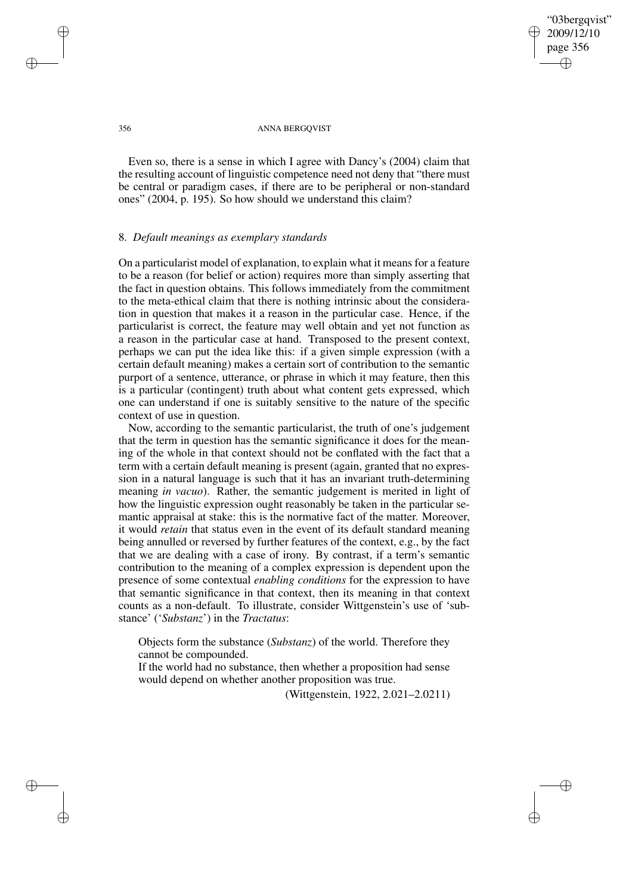Even so, there is a sense in which I agree with Dancy's (2004) claim that the resulting account of linguistic competence need not deny that "there must be central or paradigm cases, if there are to be peripheral or non-standard ones" (2004, p. 195). So how should we understand this claim?

## 8. *Default meanings as exemplary standards*

On a particularist model of explanation, to explain what it means for a feature to be a reason (for belief or action) requires more than simply asserting that the fact in question obtains. This follows immediately from the commitment to the meta-ethical claim that there is nothing intrinsic about the consideration in question that makes it a reason in the particular case. Hence, if the particularist is correct, the feature may well obtain and yet not function as a reason in the particular case at hand. Transposed to the present context, perhaps we can put the idea like this: if a given simple expression (with a certain default meaning) makes a certain sort of contribution to the semantic purport of a sentence, utterance, or phrase in which it may feature, then this is a particular (contingent) truth about what content gets expressed, which one can understand if one is suitably sensitive to the nature of the specific context of use in question.

Now, according to the semantic particularist, the truth of one's judgement that the term in question has the semantic significance it does for the meaning of the whole in that context should not be conflated with the fact that a term with a certain default meaning is present (again, granted that no expression in a natural language is such that it has an invariant truth-determining meaning *in vacuo*). Rather, the semantic judgement is merited in light of how the linguistic expression ought reasonably be taken in the particular semantic appraisal at stake: this is the normative fact of the matter. Moreover, it would *retain* that status even in the event of its default standard meaning being annulled or reversed by further features of the context, e.g., by the fact that we are dealing with a case of irony. By contrast, if a term's semantic contribution to the meaning of a complex expression is dependent upon the presence of some contextual *enabling conditions* for the expression to have that semantic significance in that context, then its meaning in that context counts as a non-default. To illustrate, consider Wittgenstein's use of 'substance' ('*Substanz*') in the *Tractatus*:

> Objects form the substance (*Substanz*) of the world. Therefore they cannot be compounded.
> If the world had no substance, then whether a proposition had sense would depend on whether another proposition was true.
>
> (Wittgenstein, 1922, 2.021–2.0211)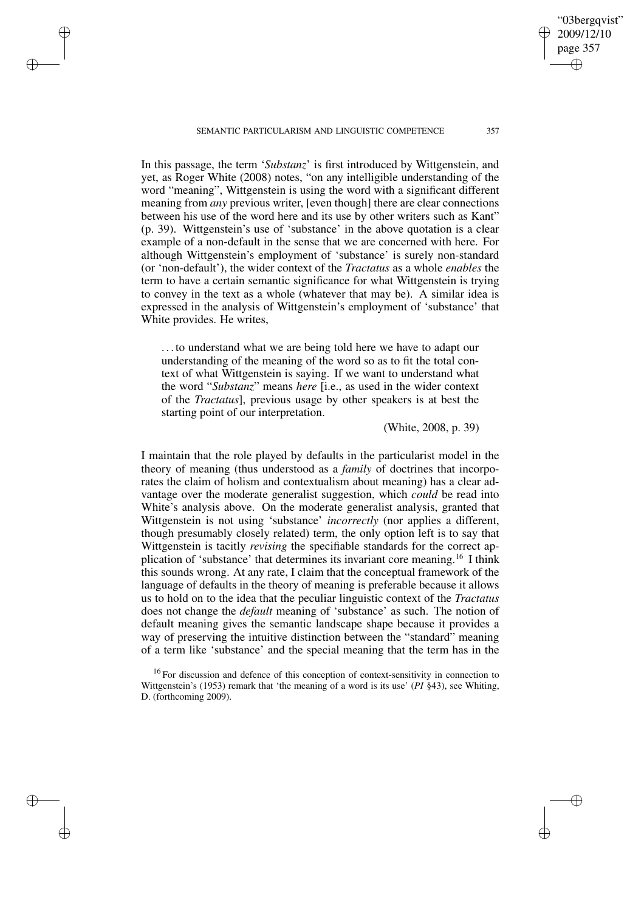In this passage, the term '*Substanz*' is first introduced by Wittgenstein, and yet, as Roger White (2008) notes, "on any intelligible understanding of the word "meaning", Wittgenstein is using the word with a significant different meaning from *any* previous writer, [even though] there are clear connections between his use of the word here and its use by other writers such as Kant" (p. 39). Wittgenstein's use of 'substance' in the above quotation is a clear example of a non-default in the sense that we are concerned with here. For although Wittgenstein's employment of 'substance' is surely non-standard (or 'non-default'), the wider context of the *Tractatus* as a whole *enables* the term to have a certain semantic significance for what Wittgenstein is trying to convey in the text as a whole (whatever that may be). A similar idea is expressed in the analysis of Wittgenstein's employment of 'substance' that White provides. He writes,

> . . . to understand what we are being told here we have to adapt our understanding of the meaning of the word so as to fit the total context of what Wittgenstein is saying. If we want to understand what the word "*Substanz*" means *here* [i.e., as used in the wider context of the *Tractatus*], previous usage by other speakers is at best the starting point of our interpretation.
>
> (White, 2008, p. 39)

I maintain that the role played by defaults in the particularist model in the theory of meaning (thus understood as a *family* of doctrines that incorporates the claim of holism and contextualism about meaning) has a clear advantage over the moderate generalist suggestion, which *could* be read into White's analysis above. On the moderate generalist analysis, granted that Wittgenstein is not using 'substance' *incorrectly* (nor applies a different, though presumably closely related) term, the only option left is to say that Wittgenstein is tacitly *revising* the specifiable standards for the correct application of 'substance' that determines its invariant core meaning.[16] I think this sounds wrong. At any rate, I claim that the conceptual framework of the language of defaults in the theory of meaning is preferable because it allows us to hold on to the idea that the peculiar linguistic context of the *Tractatus* does not change the *default* meaning of 'substance' as such. The notion of default meaning gives the semantic landscape shape because it provides a way of preserving the intuitive distinction between the "standard" meaning of a term like 'substance' and the special meaning that the term has in the

[16] For discussion and defence of this conception of context-sensitivity in connection to Wittgenstein's (1953) remark that 'the meaning of a word is its use' (*PI* §43), see Whiting, D. (forthcoming 2009).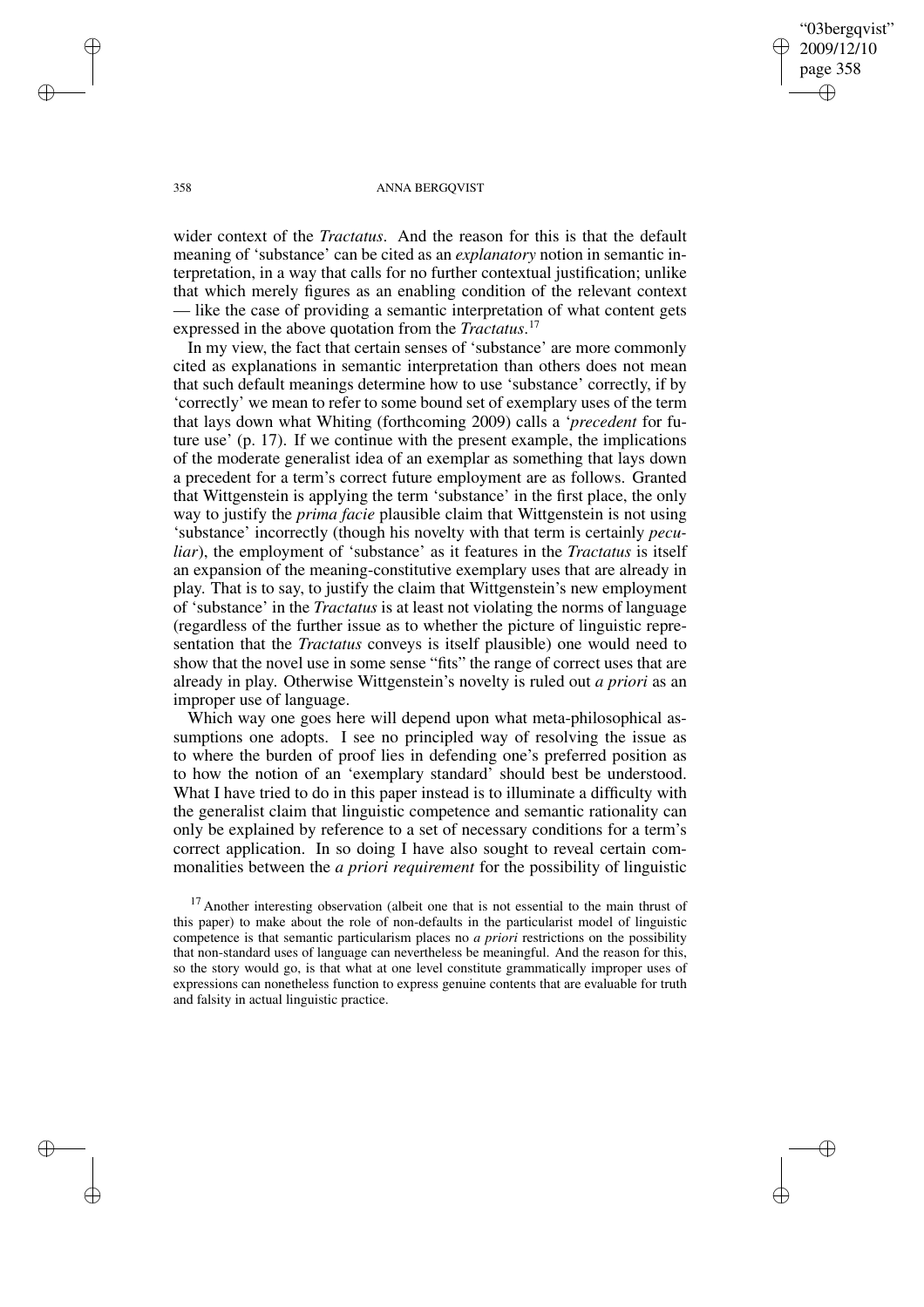wider context of the *Tractatus*. And the reason for this is that the default meaning of 'substance' can be cited as an *explanatory* notion in semantic interpretation, in a way that calls for no further contextual justification; unlike that which merely figures as an enabling condition of the relevant context — like the case of providing a semantic interpretation of what content gets expressed in the above quotation from the *Tractatus*.[17]

In my view, the fact that certain senses of 'substance' are more commonly cited as explanations in semantic interpretation than others does not mean that such default meanings determine how to use 'substance' correctly, if by 'correctly' we mean to refer to some bound set of exemplary uses of the term that lays down what Whiting (forthcoming 2009) calls a '*precedent* for future use' (p. 17). If we continue with the present example, the implications of the moderate generalist idea of an exemplar as something that lays down a precedent for a term's correct future employment are as follows. Granted that Wittgenstein is applying the term 'substance' in the first place, the only way to justify the *prima facie* plausible claim that Wittgenstein is not using 'substance' incorrectly (though his novelty with that term is certainly *peculiar*), the employment of 'substance' as it features in the *Tractatus* is itself an expansion of the meaning-constitutive exemplary uses that are already in play. That is to say, to justify the claim that Wittgenstein's new employment of 'substance' in the *Tractatus* is at least not violating the norms of language (regardless of the further issue as to whether the picture of linguistic representation that the *Tractatus* conveys is itself plausible) one would need to show that the novel use in some sense "fits" the range of correct uses that are already in play. Otherwise Wittgenstein's novelty is ruled out *a priori* as an improper use of language.

Which way one goes here will depend upon what meta-philosophical assumptions one adopts. I see no principled way of resolving the issue as to where the burden of proof lies in defending one's preferred position as to how the notion of an 'exemplary standard' should best be understood. What I have tried to do in this paper instead is to illuminate a difficulty with the generalist claim that linguistic competence and semantic rationality can only be explained by reference to a set of necessary conditions for a term's correct application. In so doing I have also sought to reveal certain commonalities between the *a priori requirement* for the possibility of linguistic

[17] Another interesting observation (albeit one that is not essential to the main thrust of this paper) to make about the role of non-defaults in the particularist model of linguistic competence is that semantic particularism places no *a priori* restrictions on the possibility that non-standard uses of language can nevertheless be meaningful. And the reason for this, so the story would go, is that what at one level constitute grammatically improper uses of expressions can nonetheless function to express genuine contents that are evaluable for truth and falsity in actual linguistic practice.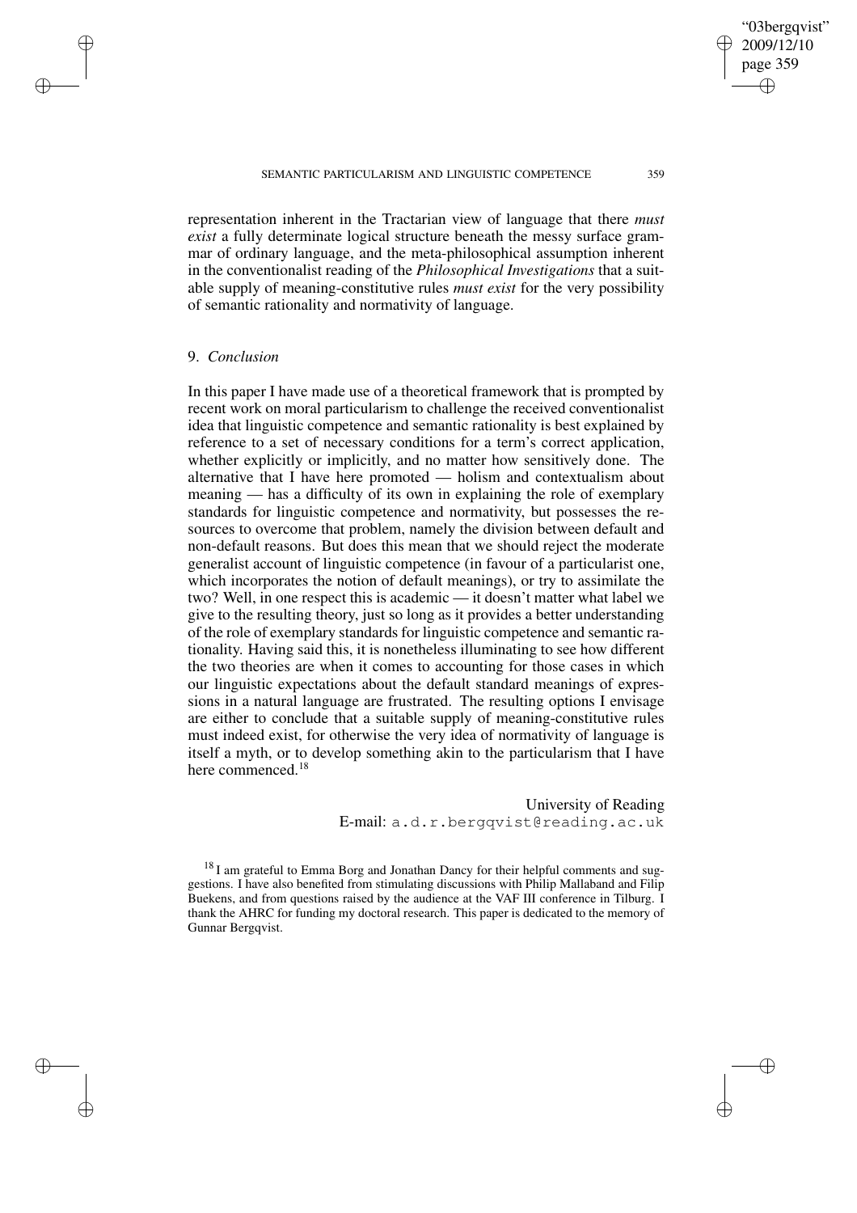representation inherent in the Tractarian view of language that there *must exist* a fully determinate logical structure beneath the messy surface grammar of ordinary language, and the meta-philosophical assumption inherent in the conventionalist reading of the *Philosophical Investigations* that a suitable supply of meaning-constitutive rules *must exist* for the very possibility of semantic rationality and normativity of language.

## 9. *Conclusion*

In this paper I have made use of a theoretical framework that is prompted by recent work on moral particularism to challenge the received conventionalist idea that linguistic competence and semantic rationality is best explained by reference to a set of necessary conditions for a term's correct application, whether explicitly or implicitly, and no matter how sensitively done. The alternative that I have here promoted — holism and contextualism about meaning — has a difficulty of its own in explaining the role of exemplary standards for linguistic competence and normativity, but possesses the resources to overcome that problem, namely the division between default and non-default reasons. But does this mean that we should reject the moderate generalist account of linguistic competence (in favour of a particularist one, which incorporates the notion of default meanings), or try to assimilate the two? Well, in one respect this is academic — it doesn't matter what label we give to the resulting theory, just so long as it provides a better understanding of the role of exemplary standards for linguistic competence and semantic rationality. Having said this, it is nonetheless illuminating to see how different the two theories are when it comes to accounting for those cases in which our linguistic expectations about the default standard meanings of expressions in a natural language are frustrated. The resulting options I envisage are either to conclude that a suitable supply of meaning-constitutive rules must indeed exist, for otherwise the very idea of normativity of language is itself a myth, or to develop something akin to the particularism that I have here commenced.[18]

University of Reading
E-mail: a.d.r.bergqvist@reading.ac.uk

[18] I am grateful to Emma Borg and Jonathan Dancy for their helpful comments and suggestions. I have also benefited from stimulating discussions with Philip Mallaband and Filip Buekens, and from questions raised by the audience at the VAF III conference in Tilburg. I thank the AHRC for funding my doctoral research. This paper is dedicated to the memory of Gunnar Bergqvist.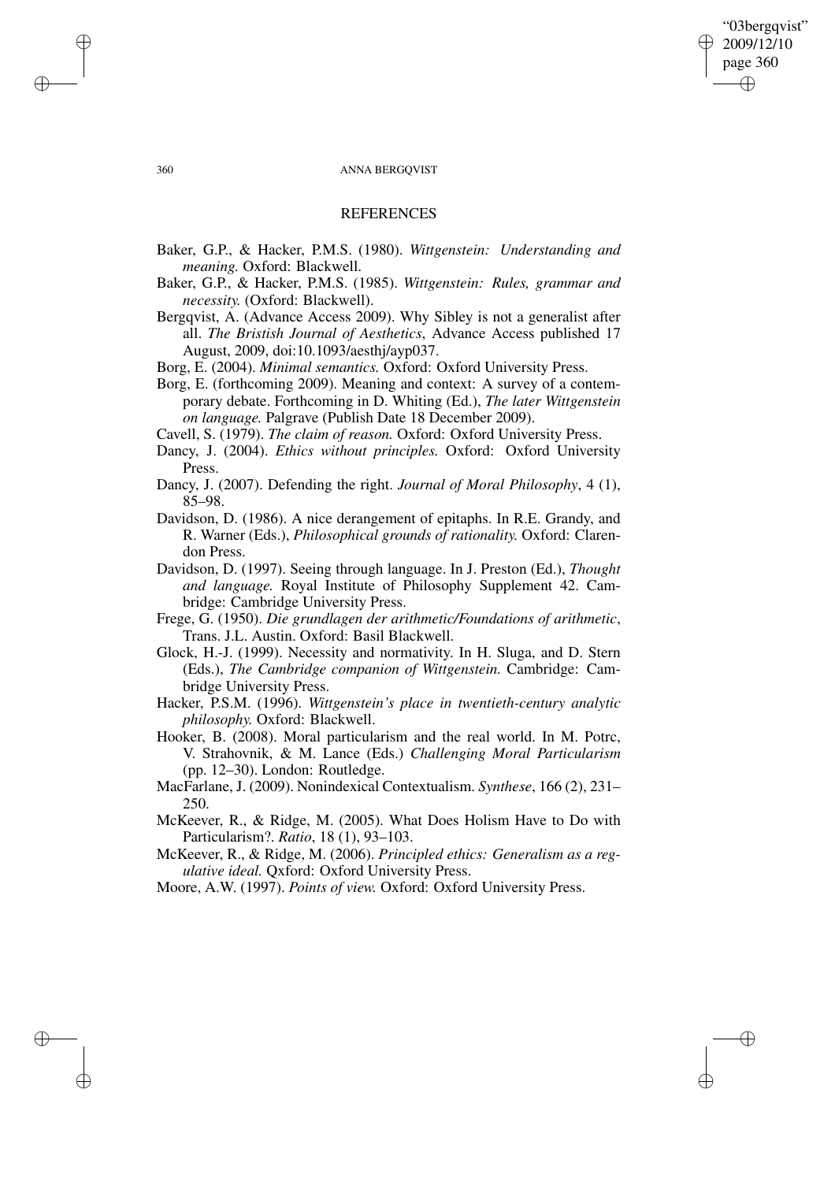## REFERENCES

Baker, G.P., & Hacker, P.M.S. (1980). *Wittgenstein: Understanding and meaning.* Oxford: Blackwell.

Baker, G.P., & Hacker, P.M.S. (1985). *Wittgenstein: Rules, grammar and necessity.* (Oxford: Blackwell).

Bergqvist, A. (Advance Access 2009). Why Sibley is not a generalist after all. *The Bristish Journal of Aesthetics*, Advance Access published 17 August, 2009, doi:10.1093/aesthj/ayp037.

Borg, E. (2004). *Minimal semantics.* Oxford: Oxford University Press.

Borg, E. (forthcoming 2009). Meaning and context: A survey of a contemporary debate. Forthcoming in D. Whiting (Ed.), *The later Wittgenstein on language.* Palgrave (Publish Date 18 December 2009).

Cavell, S. (1979). *The claim of reason.* Oxford: Oxford University Press.

Dancy, J. (2004). *Ethics without principles.* Oxford: Oxford University Press.

Dancy, J. (2007). Defending the right. *Journal of Moral Philosophy*, 4 (1), 85–98.

Davidson, D. (1986). A nice derangement of epitaphs. In R.E. Grandy, and R. Warner (Eds.), *Philosophical grounds of rationality.* Oxford: Clarendon Press.

Davidson, D. (1997). Seeing through language. In J. Preston (Ed.), *Thought and language.* Royal Institute of Philosophy Supplement 42. Cambridge: Cambridge University Press.

Frege, G. (1950). *Die grundlagen der arithmetic/Foundations of arithmetic*, Trans. J.L. Austin. Oxford: Basil Blackwell.

Glock, H.-J. (1999). Necessity and normativity. In H. Sluga, and D. Stern (Eds.), *The Cambridge companion of Wittgenstein.* Cambridge: Cambridge University Press.

Hacker, P.S.M. (1996). *Wittgenstein's place in twentieth-century analytic philosophy.* Oxford: Blackwell.

Hooker, B. (2008). Moral particularism and the real world. In M. Potrc, V. Strahovnik, & M. Lance (Eds.) *Challenging Moral Particularism* (pp. 12–30). London: Routledge.

MacFarlane, J. (2009). Nonindexical Contextualism. *Synthese*, 166 (2), 231–250.

McKeever, R., & Ridge, M. (2005). What Does Holism Have to Do with Particularism?. *Ratio*, 18 (1), 93–103.

McKeever, R., & Ridge, M. (2006). *Principled ethics: Generalism as a regulative ideal.* Qxford: Oxford University Press.

Moore, A.W. (1997). *Points of view.* Oxford: Oxford University Press.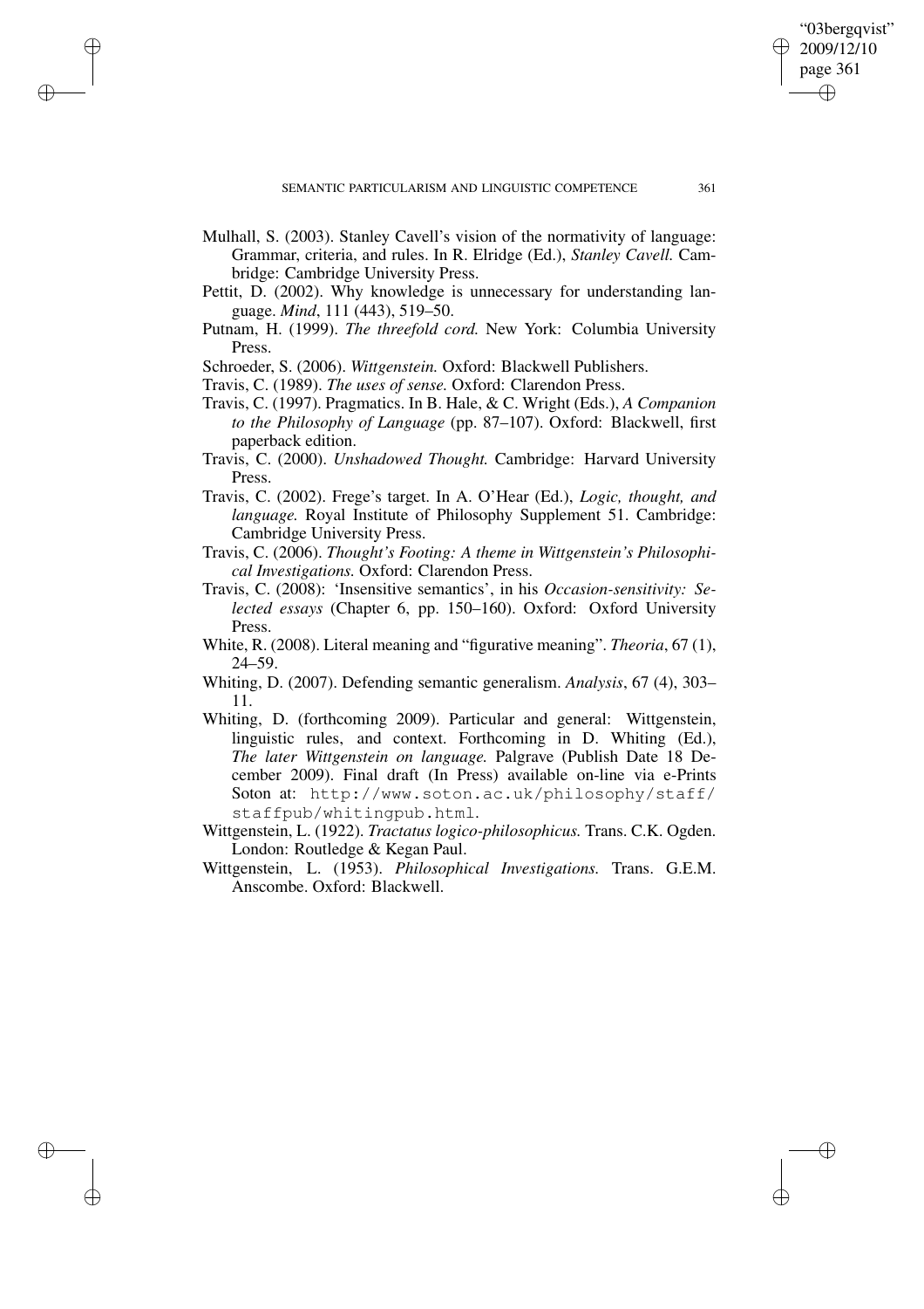Mulhall, S. (2003). Stanley Cavell's vision of the normativity of language: Grammar, criteria, and rules. In R. Elridge (Ed.), *Stanley Cavell.* Cambridge: Cambridge University Press.

Pettit, D. (2002). Why knowledge is unnecessary for understanding language. *Mind*, 111 (443), 519–50.

Putnam, H. (1999). *The threefold cord.* New York: Columbia University Press.

Schroeder, S. (2006). *Wittgenstein.* Oxford: Blackwell Publishers.

Travis, C. (1989). *The uses of sense.* Oxford: Clarendon Press.

Travis, C. (1997). Pragmatics. In B. Hale, & C. Wright (Eds.), *A Companion to the Philosophy of Language* (pp. 87–107). Oxford: Blackwell, first paperback edition.

Travis, C. (2000). *Unshadowed Thought.* Cambridge: Harvard University Press.

Travis, C. (2002). Frege's target. In A. O'Hear (Ed.), *Logic, thought, and language.* Royal Institute of Philosophy Supplement 51. Cambridge: Cambridge University Press.

Travis, C. (2006). *Thought's Footing: A theme in Wittgenstein's Philosophical Investigations.* Oxford: Clarendon Press.

Travis, C. (2008): 'Insensitive semantics', in his *Occasion-sensitivity: Selected essays* (Chapter 6, pp. 150–160). Oxford: Oxford University Press.

White, R. (2008). Literal meaning and "figurative meaning". *Theoria*, 67 (1), 24–59.

Whiting, D. (2007). Defending semantic generalism. *Analysis*, 67 (4), 303–11.

Whiting, D. (forthcoming 2009). Particular and general: Wittgenstein, linguistic rules, and context. Forthcoming in D. Whiting (Ed.), *The later Wittgenstein on language.* Palgrave (Publish Date 18 December 2009). Final draft (In Press) available on-line via e-Prints Soton at: http://www.soton.ac.uk/philosophy/staff/staffpub/whitingpub.html.

Wittgenstein, L. (1922). *Tractatus logico-philosophicus.* Trans. C.K. Ogden. London: Routledge & Kegan Paul.

Wittgenstein, L. (1953). *Philosophical Investigations.* Trans. G.E.M. Anscombe. Oxford: Blackwell.